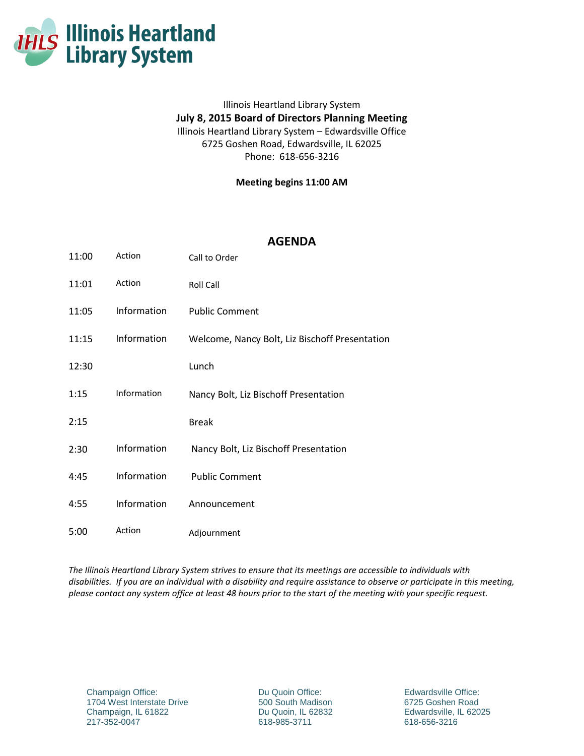# Illinois Heartland Library System

Illinois Heartland Library System
**July 8, 2015 Board of Directors Planning Meeting**
Illinois Heartland Library System – Edwardsville Office
6725 Goshen Road, Edwardsville, IL 62025
Phone: 618-656-3216

**Meeting begins 11:00 AM**

## AGENDA

| Time | Type | Item |
|---|---|---|
| 11:00 | Action | Call to Order |
| 11:01 | Action | Roll Call |
| 11:05 | Information | Public Comment |
| 11:15 | Information | Welcome, Nancy Bolt, Liz Bischoff Presentation |
| 12:30 | | Lunch |
| 1:15 | Information | Nancy Bolt, Liz Bischoff Presentation |
| 2:15 | | Break |
| 2:30 | Information | Nancy Bolt, Liz Bischoff Presentation |
| 4:45 | Information | Public Comment |
| 4:55 | Information | Announcement |
| 5:00 | Action | Adjournment |

*The Illinois Heartland Library System strives to ensure that its meetings are accessible to individuals with disabilities. If you are an individual with a disability and require assistance to observe or participate in this meeting, please contact any system office at least 48 hours prior to the start of the meeting with your specific request.*

Champaign Office:
1704 West Interstate Drive
Champaign, IL 61822
217-352-0047

Du Quoin Office:
500 South Madison
Du Quoin, IL 62832
618-985-3711

Edwardsville Office:
6725 Goshen Road
Edwardsville, IL 62025
618-656-3216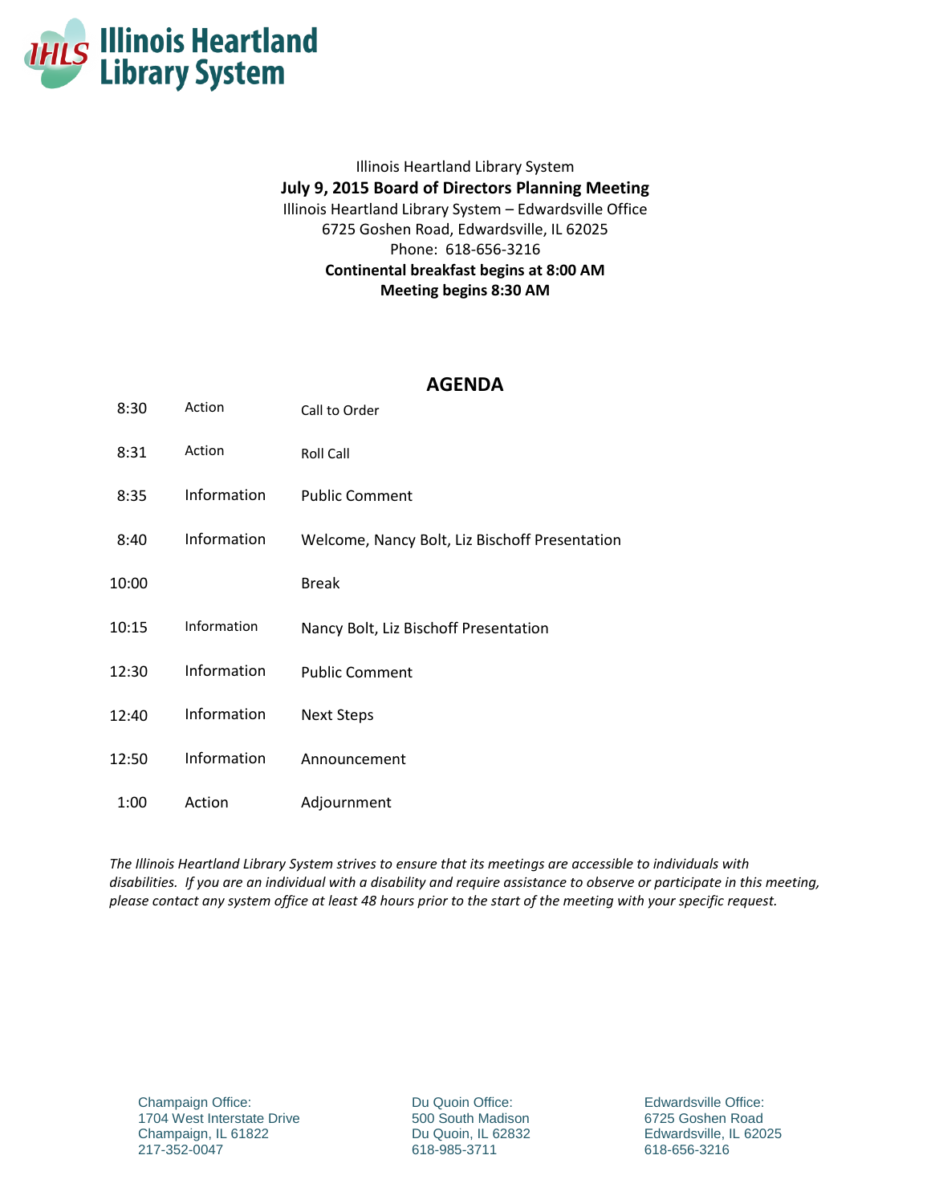**Illinois Heartland Library System**

Illinois Heartland Library System
**July 9, 2015 Board of Directors Planning Meeting**
Illinois Heartland Library System – Edwardsville Office
6725 Goshen Road, Edwardsville, IL 62025
Phone: 618-656-3216
**Continental breakfast begins at 8:00 AM**
**Meeting begins 8:30 AM**

## AGENDA

| | | |
|---|---|---|
| 8:30 | Action | Call to Order |
| 8:31 | Action | Roll Call |
| 8:35 | Information | Public Comment |
| 8:40 | Information | Welcome, Nancy Bolt, Liz Bischoff Presentation |
| 10:00 | | Break |
| 10:15 | Information | Nancy Bolt, Liz Bischoff Presentation |
| 12:30 | Information | Public Comment |
| 12:40 | Information | Next Steps |
| 12:50 | Information | Announcement |
| 1:00 | Action | Adjournment |

*The Illinois Heartland Library System strives to ensure that its meetings are accessible to individuals with disabilities. If you are an individual with a disability and require assistance to observe or participate in this meeting, please contact any system office at least 48 hours prior to the start of the meeting with your specific request.*

Champaign Office:
1704 West Interstate Drive
Champaign, IL 61822
217-352-0047

Du Quoin Office:
500 South Madison
Du Quoin, IL 62832
618-985-3711

Edwardsville Office:
6725 Goshen Road
Edwardsville, IL 62025
618-656-3216